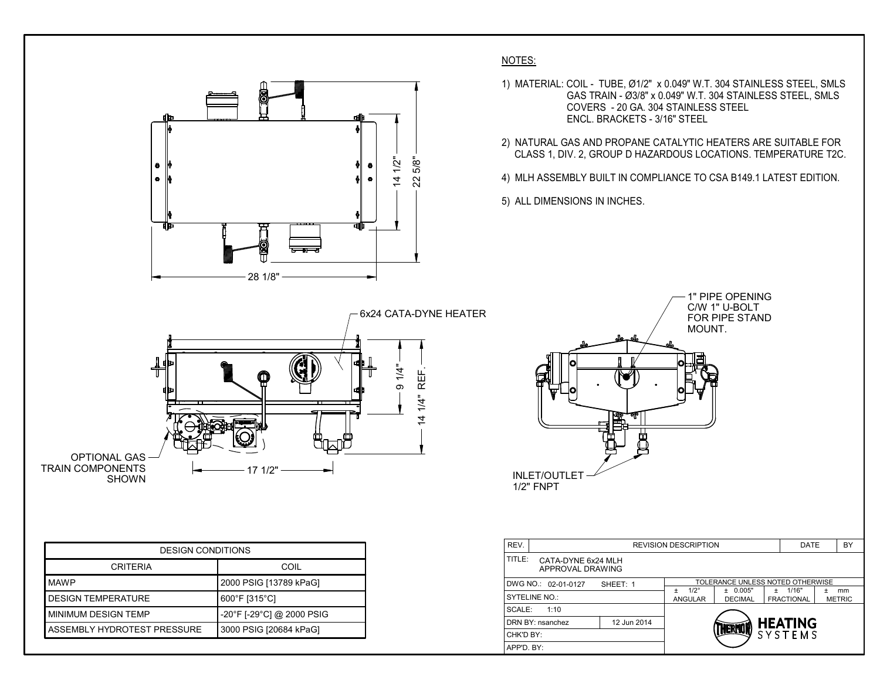28 1/8"

14 1/2"

22 5/8"

6x24 CATA-DYNE HEATER

9 1/4"

14 1/4" REF.

OPTIONAL GAS TRAIN COMPONENTS SHOWN

17 1/2"

1" PIPE OPENING C/W 1" U-BOLT FOR PIPE STAND MOUNT.

INLET/OUTLET 1/2" FNPT

NOTES:

1) MATERIAL: COIL - TUBE, Ø1/2" x 0.049" W.T. 304 STAINLESS STEEL, SMLS
   GAS TRAIN - Ø3/8" x 0.049" W.T. 304 STAINLESS STEEL, SMLS
   COVERS - 20 GA. 304 STAINLESS STEEL
   ENCL. BRACKETS - 3/16" STEEL

2) NATURAL GAS AND PROPANE CATALYTIC HEATERS ARE SUITABLE FOR CLASS 1, DIV. 2, GROUP D HAZARDOUS LOCATIONS. TEMPERATURE T2C.

4) MLH ASSEMBLY BUILT IN COMPLIANCE TO CSA B149.1 LATEST EDITION.

5) ALL DIMENSIONS IN INCHES.

| DESIGN CONDITIONS | |
|---|---|
| CRITERIA | COIL |
| MAWP | 2000 PSIG [13789 kPaG] |
| DESIGN TEMPERATURE | 600°F [315°C] |
| MINIMUM DESIGN TEMP | -20°F [-29°C] @ 2000 PSIG |
| ASSEMBLY HYDROTEST PRESSURE | 3000 PSIG [20684 kPaG] |

| REV. | REVISION DESCRIPTION | DATE | BY |
|---|---|---|---|

TITLE: CATA-DYNE 6x24 MLH APPROVAL DRAWING

| DWG NO.: 02-01-0127 | SHEET: 1 |
|---|---|
| SYTELINE NO.: | |
| SCALE: 1:10 | |
| DRN BY: nsanchez | 12 Jun 2014 |
| CHK'D BY: | |
| APP'D. BY: | |

| TOLERANCE UNLESS NOTED OTHERWISE | | | |
|---|---|---|---|
| ± 1/2° | ± 0.005" | ± 1/16" | ± mm |
| ANGULAR | DECIMAL | FRACTIONAL | METRIC |

THERMON HEATING SYSTEMS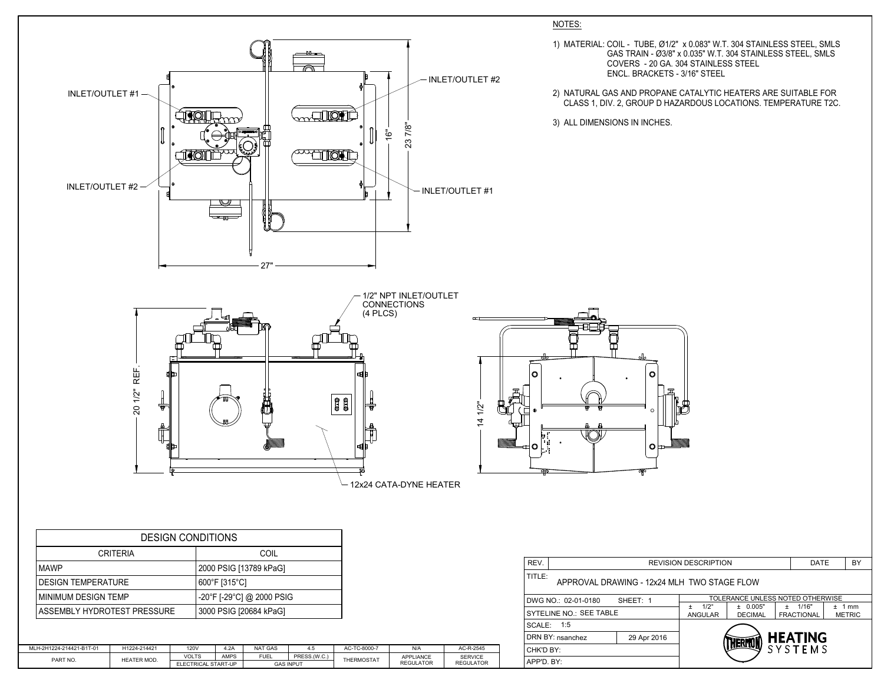NOTES:

1) MATERIAL: COIL - TUBE, Ø1/2" x 0.083" W.T. 304 STAINLESS STEEL, SMLS
   GAS TRAIN - Ø3/8" x 0.035" W.T. 304 STAINLESS STEEL, SMLS
   COVERS - 20 GA. 304 STAINLESS STEEL
   ENCL. BRACKETS - 3/16" STEEL
2) NATURAL GAS AND PROPANE CATALYTIC HEATERS ARE SUITABLE FOR CLASS 1, DIV. 2, GROUP D HAZARDOUS LOCATIONS. TEMPERATURE T2C.
3) ALL DIMENSIONS IN INCHES.

INLET/OUTLET #1

INLET/OUTLET #2

INLET/OUTLET #2

INLET/OUTLET #1

16"

23 7/8"

27"

1/2" NPT INLET/OUTLET CONNECTIONS (4 PLCS)

20 1/2" REF.

14 1/2"

12x24 CATA-DYNE HEATER

| DESIGN CONDITIONS | |
|---|---|
| CRITERIA | COIL |
| MAWP | 2000 PSIG [13789 kPaG] |
| DESIGN TEMPERATURE | 600°F [315°C] |
| MINIMUM DESIGN TEMP | -20°F [-29°C] @ 2000 PSIG |
| ASSEMBLY HYDROTEST PRESSURE | 3000 PSIG [20684 kPaG] |

| PART NO. | HEATER MOD. | ELECTRICAL START-UP | | GAS INPUT | | THERMOSTAT | APPLIANCE REGULATOR | SERVICE REGULATOR |
|---|---|---|---|---|---|---|---|---|
| | | VOLTS | AMPS | FUEL | PRESS.(W.C.) | | | |
| MLH-2H1224-214421-B1T-01 | H1224-214421 | 120V | 4.2A | NAT GAS | 4.5 | AC-TC-8000-7 | N/A | AC-R-2545 |

| REV. | REVISION DESCRIPTION | DATE | BY |
|---|---|---|---|
| | | | |

TITLE: APPROVAL DRAWING - 12x24 MLH TWO STAGE FLOW

DWG NO.: 02-01-0180 SHEET: 1

SYTELINE NO.: SEE TABLE

SCALE: 1:5

DRN BY: nsanchez 29 Apr 2016

CHK'D BY:

APP'D. BY:

| TOLERANCE UNLESS NOTED OTHERWISE | | | |
|---|---|---|---|
| ± 1/2° ANGULAR | ± 0.005" DECIMAL | ± 1/16" FRACTIONAL | ± 1 mm METRIC |

THERMON HEATING SYSTEMS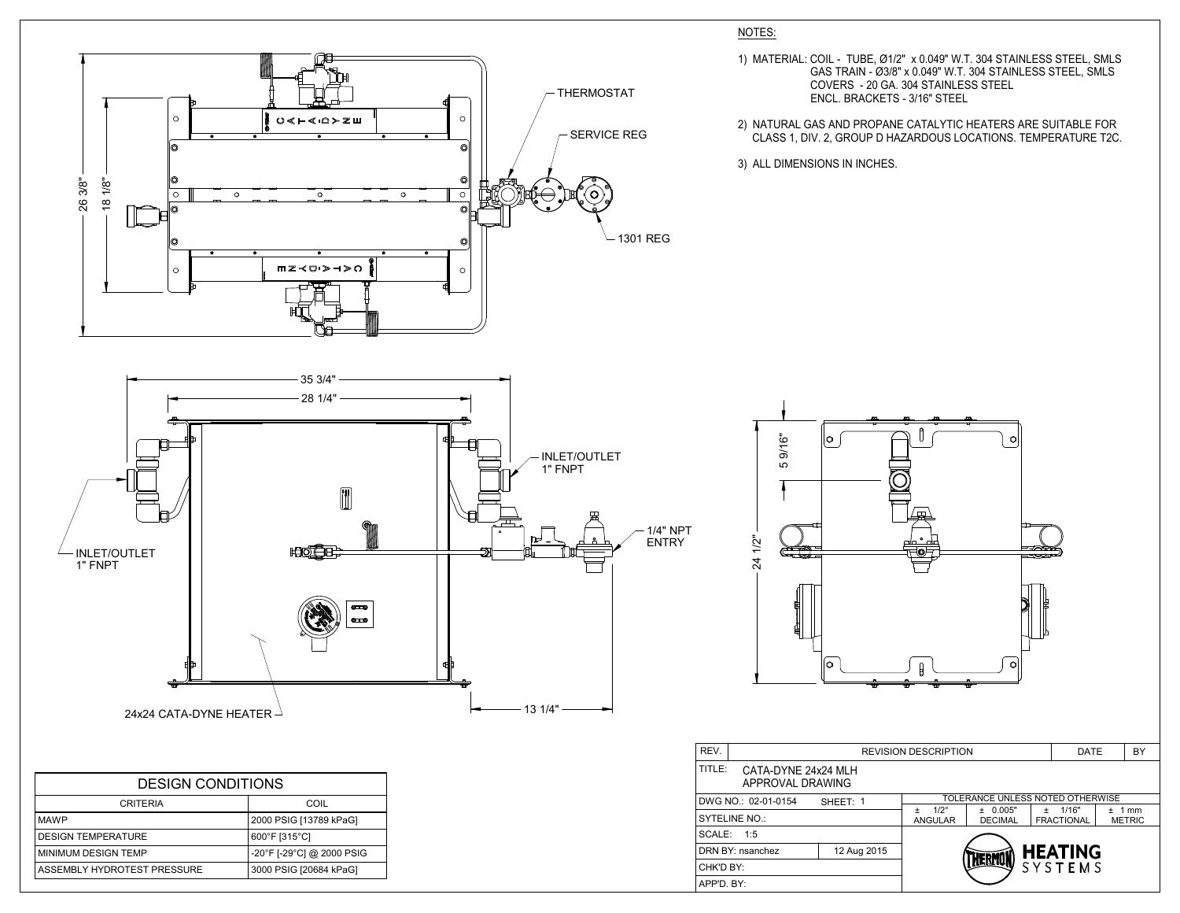NOTES:

1) MATERIAL: COIL - TUBE, Ø1/2" x 0.049" W.T. 304 STAINLESS STEEL, SMLS
   GAS TRAIN - Ø3/8" x 0.049" W.T. 304 STAINLESS STEEL, SMLS
   COVERS - 20 GA. 304 STAINLESS STEEL
   ENCL. BRACKETS - 3/16" STEEL

2) NATURAL GAS AND PROPANE CATALYTIC HEATERS ARE SUITABLE FOR CLASS 1, DIV. 2, GROUP D HAZARDOUS LOCATIONS. TEMPERATURE T2C.

3) ALL DIMENSIONS IN INCHES.

THERMOSTAT

SERVICE REG

1301 REG

26 3/8"

18 1/8"

35 3/4"

28 1/4"

INLET/OUTLET
1" FNPT

INLET/OUTLET
1" FNPT

1/4" NPT
ENTRY

24x24 CATA-DYNE HEATER

13 1/4"

5 9/16"

24 1/2"

| DESIGN CONDITIONS | |
|---|---|
| CRITERIA | COIL |
| MAWP | 2000 PSIG [13789 kPaG] |
| DESIGN TEMPERATURE | 600°F [315°C] |
| MINIMUM DESIGN TEMP | -20°F [-29°C] @ 2000 PSIG |
| ASSEMBLY HYDROTEST PRESSURE | 3000 PSIG [20684 kPaG] |

| REV. | REVISION DESCRIPTION | DATE | BY |
|---|---|---|---|
| | | | |

TITLE: CATA-DYNE 24x24 MLH
APPROVAL DRAWING

| | | | | | |
|---|---|---|---|---|---|
| DWG NO.: 02-01-0154 | SHEET: 1 | TOLERANCE UNLESS NOTED OTHERWISE | | | |
| SYTELINE NO.: | | ± 1/2° ANGULAR | ± 0.005" DECIMAL | ± 1/16" FRACTIONAL | ± 1 mm METRIC |
| SCALE: 1:5 | | | | | |
| DRN BY: nsanchez | 12 Aug 2015 | | | | |
| CHK'D BY: | | | | | |
| APP'D. BY: | | | | | |

THERMON HEATING SYSTEMS